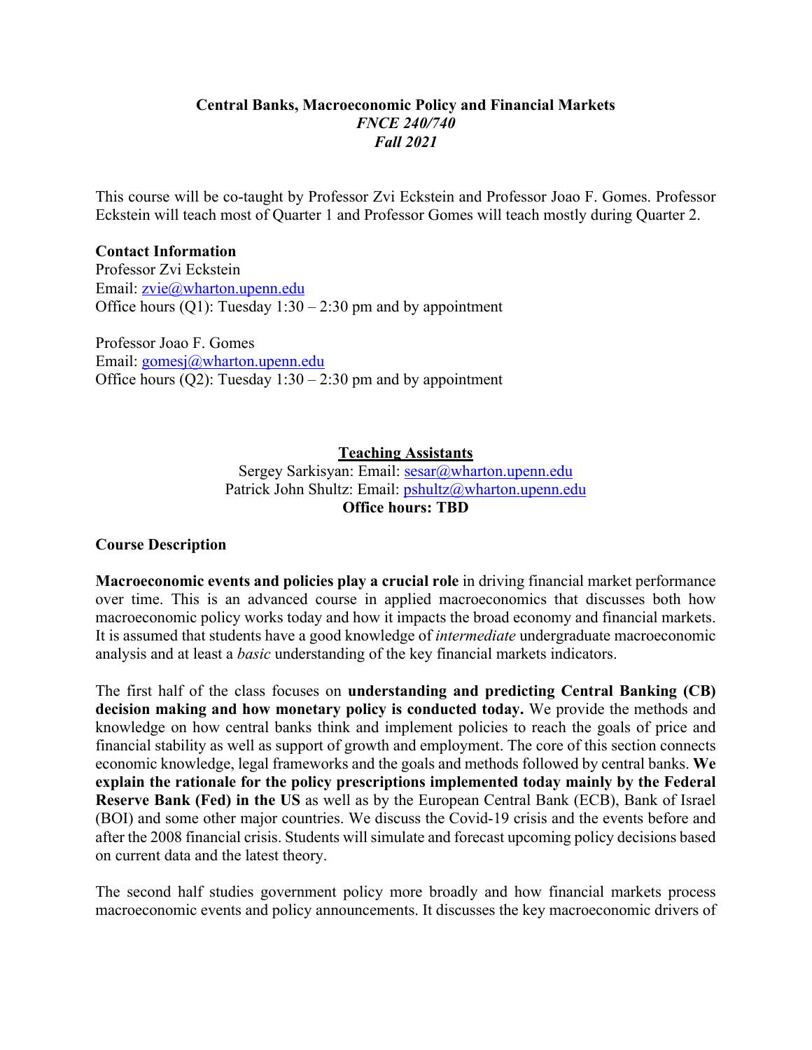# Central Banks, Macroeconomic Policy and Financial Markets

*FNCE 240/740*

*Fall 2021*

This course will be co-taught by Professor Zvi Eckstein and Professor Joao F. Gomes. Professor Eckstein will teach most of Quarter 1 and Professor Gomes will teach mostly during Quarter 2.

**Contact Information**

Professor Zvi Eckstein
Email: zvie@wharton.upenn.edu
Office hours (Q1): Tuesday 1:30 – 2:30 pm and by appointment

Professor Joao F. Gomes
Email: gomesj@wharton.upenn.edu
Office hours (Q2): Tuesday 1:30 – 2:30 pm and by appointment

**Teaching Assistants**

Sergey Sarkisyan: Email: sesar@wharton.upenn.edu
Patrick John Shultz: Email: pshultz@wharton.upenn.edu
**Office hours: TBD**

**Course Description**

**Macroeconomic events and policies play a crucial role** in driving financial market performance over time. This is an advanced course in applied macroeconomics that discusses both how macroeconomic policy works today and how it impacts the broad economy and financial markets. It is assumed that students have a good knowledge of *intermediate* undergraduate macroeconomic analysis and at least a *basic* understanding of the key financial markets indicators.

The first half of the class focuses on **understanding and predicting Central Banking (CB) decision making and how monetary policy is conducted today.** We provide the methods and knowledge on how central banks think and implement policies to reach the goals of price and financial stability as well as support of growth and employment. The core of this section connects economic knowledge, legal frameworks and the goals and methods followed by central banks. **We explain the rationale for the policy prescriptions implemented today mainly by the Federal Reserve Bank (Fed) in the US** as well as by the European Central Bank (ECB), Bank of Israel (BOI) and some other major countries. We discuss the Covid-19 crisis and the events before and after the 2008 financial crisis. Students will simulate and forecast upcoming policy decisions based on current data and the latest theory.

The second half studies government policy more broadly and how financial markets process macroeconomic events and policy announcements. It discusses the key macroeconomic drivers of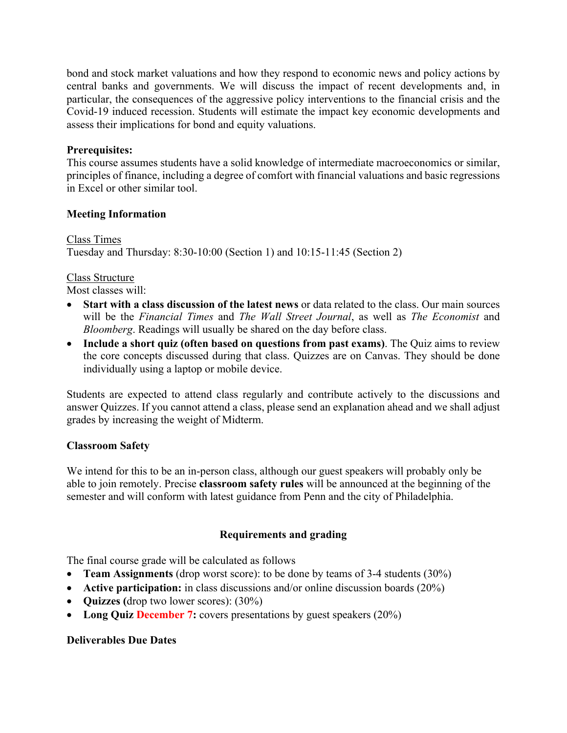bond and stock market valuations and how they respond to economic news and policy actions by central banks and governments. We will discuss the impact of recent developments and, in particular, the consequences of the aggressive policy interventions to the financial crisis and the Covid-19 induced recession. Students will estimate the impact key economic developments and assess their implications for bond and equity valuations.

**Prerequisites:**
This course assumes students have a solid knowledge of intermediate macroeconomics or similar, principles of finance, including a degree of comfort with financial valuations and basic regressions in Excel or other similar tool.

**Meeting Information**

<u>Class Times</u>
Tuesday and Thursday: 8:30-10:00 (Section 1) and 10:15-11:45 (Section 2)

<u>Class Structure</u>
Most classes will:

- **Start with a class discussion of the latest news** or data related to the class. Our main sources will be the *Financial Times* and *The Wall Street Journal*, as well as *The Economist* and *Bloomberg*. Readings will usually be shared on the day before class.
- **Include a short quiz (often based on questions from past exams)**. The Quiz aims to review the core concepts discussed during that class. Quizzes are on Canvas. They should be done individually using a laptop or mobile device.

Students are expected to attend class regularly and contribute actively to the discussions and answer Quizzes. If you cannot attend a class, please send an explanation ahead and we shall adjust grades by increasing the weight of Midterm.

**Classroom Safety**

We intend for this to be an in-person class, although our guest speakers will probably only be able to join remotely. Precise **classroom safety rules** will be announced at the beginning of the semester and will conform with latest guidance from Penn and the city of Philadelphia.

**Requirements and grading**

The final course grade will be calculated as follows

- **Team Assignments** (drop worst score): to be done by teams of 3-4 students (30%)
- **Active participation:** in class discussions and/or online discussion boards (20%)
- **Quizzes (**drop two lower scores): (30%)
- **Long Quiz December 7:** covers presentations by guest speakers (20%)

**Deliverables Due Dates**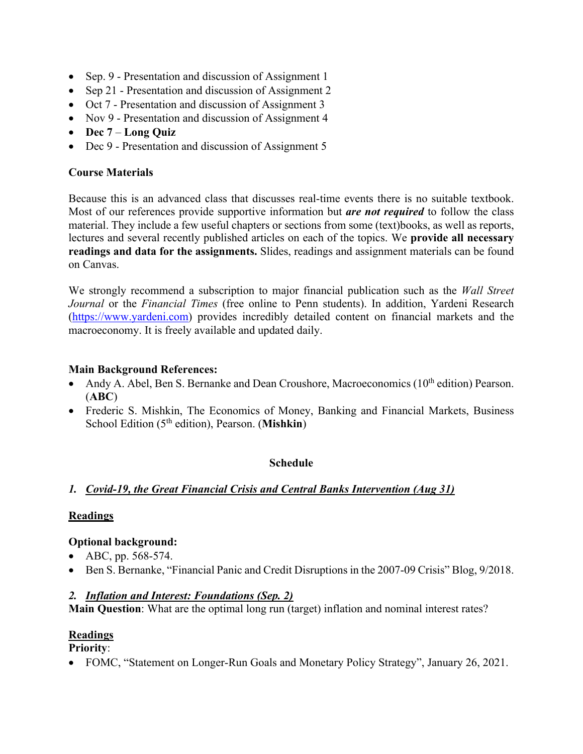- Sep. 9 - Presentation and discussion of Assignment 1
- Sep 21 - Presentation and discussion of Assignment 2
- Oct 7 - Presentation and discussion of Assignment 3
- Nov 9 - Presentation and discussion of Assignment 4
- **Dec 7** – **Long Quiz**
- Dec 9 - Presentation and discussion of Assignment 5

**Course Materials**

Because this is an advanced class that discusses real-time events there is no suitable textbook. Most of our references provide supportive information but ***are not required*** to follow the class material. They include a few useful chapters or sections from some (text)books, as well as reports, lectures and several recently published articles on each of the topics. We **provide all necessary readings and data for the assignments.** Slides, readings and assignment materials can be found on Canvas.

We strongly recommend a subscription to major financial publication such as the *Wall Street Journal* or the *Financial Times* (free online to Penn students). In addition, Yardeni Research (https://www.yardeni.com) provides incredibly detailed content on financial markets and the macroeconomy. It is freely available and updated daily.

**Main Background References:**

- Andy A. Abel, Ben S. Bernanke and Dean Croushore, Macroeconomics (10th edition) Pearson. (**ABC**)
- Frederic S. Mishkin, The Economics of Money, Banking and Financial Markets, Business School Edition (5th edition), Pearson. (**Mishkin**)

## Schedule

### *1. Covid-19, the Great Financial Crisis and Central Banks Intervention (Aug 31)*

**Readings**

**Optional background:**

- ABC, pp. 568-574.
- Ben S. Bernanke, "Financial Panic and Credit Disruptions in the 2007-09 Crisis" Blog, 9/2018.

### *2. Inflation and Interest: Foundations (Sep. 2)*

**Main Question**: What are the optimal long run (target) inflation and nominal interest rates?

**Readings**

**Priority**:

- FOMC, "Statement on Longer-Run Goals and Monetary Policy Strategy", January 26, 2021.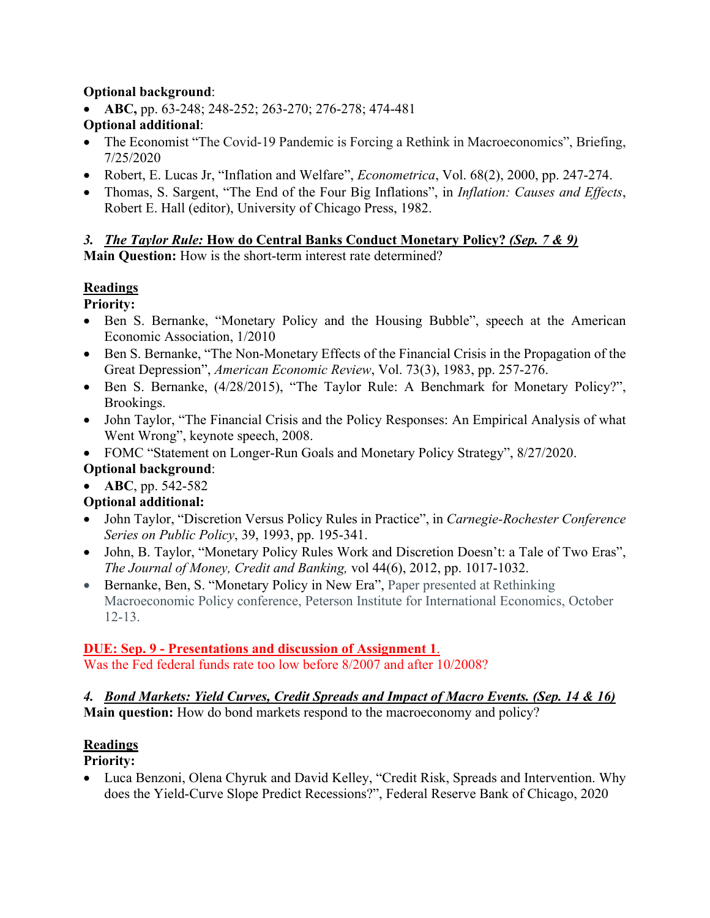**Optional background**:

- **ABC,** pp. 63-248; 248-252; 263-270; 276-278; 474-481

**Optional additional**:

- The Economist "The Covid-19 Pandemic is Forcing a Rethink in Macroeconomics", Briefing, 7/25/2020
- Robert, E. Lucas Jr, "Inflation and Welfare", *Econometrica*, Vol. 68(2), 2000, pp. 247-274.
- Thomas, S. Sargent, "The End of the Four Big Inflations", in *Inflation: Causes and Effects*, Robert E. Hall (editor), University of Chicago Press, 1982.

### *3. The Taylor Rule:* How do Central Banks Conduct Monetary Policy? *(Sep. 7 & 9)*

**Main Question:** How is the short-term interest rate determined?

**Readings**

**Priority:**

- Ben S. Bernanke, "Monetary Policy and the Housing Bubble", speech at the American Economic Association, 1/2010
- Ben S. Bernanke, "The Non-Monetary Effects of the Financial Crisis in the Propagation of the Great Depression", *American Economic Review*, Vol. 73(3), 1983, pp. 257-276.
- Ben S. Bernanke, (4/28/2015), "The Taylor Rule: A Benchmark for Monetary Policy?", Brookings.
- John Taylor, "The Financial Crisis and the Policy Responses: An Empirical Analysis of what Went Wrong", keynote speech, 2008.
- FOMC "Statement on Longer-Run Goals and Monetary Policy Strategy", 8/27/2020.

**Optional background**:

- **ABC**, pp. 542-582

**Optional additional:**

- John Taylor, "Discretion Versus Policy Rules in Practice", in *Carnegie-Rochester Conference Series on Public Policy*, 39, 1993, pp. 195-341.
- John, B. Taylor, "Monetary Policy Rules Work and Discretion Doesn't: a Tale of Two Eras", *The Journal of Money, Credit and Banking,* vol 44(6), 2012, pp. 1017-1032.
- Bernanke, Ben, S. "Monetary Policy in New Era", Paper presented at Rethinking Macroeconomic Policy conference, Peterson Institute for International Economics, October 12-13.

**DUE: Sep. 9 - Presentations and discussion of Assignment 1**.
Was the Fed federal funds rate too low before 8/2007 and after 10/2008?

### *4. Bond Markets: Yield Curves, Credit Spreads and Impact of Macro Events. (Sep. 14 & 16)*

**Main question:** How do bond markets respond to the macroeconomy and policy?

**Readings**

**Priority:**

- Luca Benzoni, Olena Chyruk and David Kelley, "Credit Risk, Spreads and Intervention. Why does the Yield-Curve Slope Predict Recessions?", Federal Reserve Bank of Chicago, 2020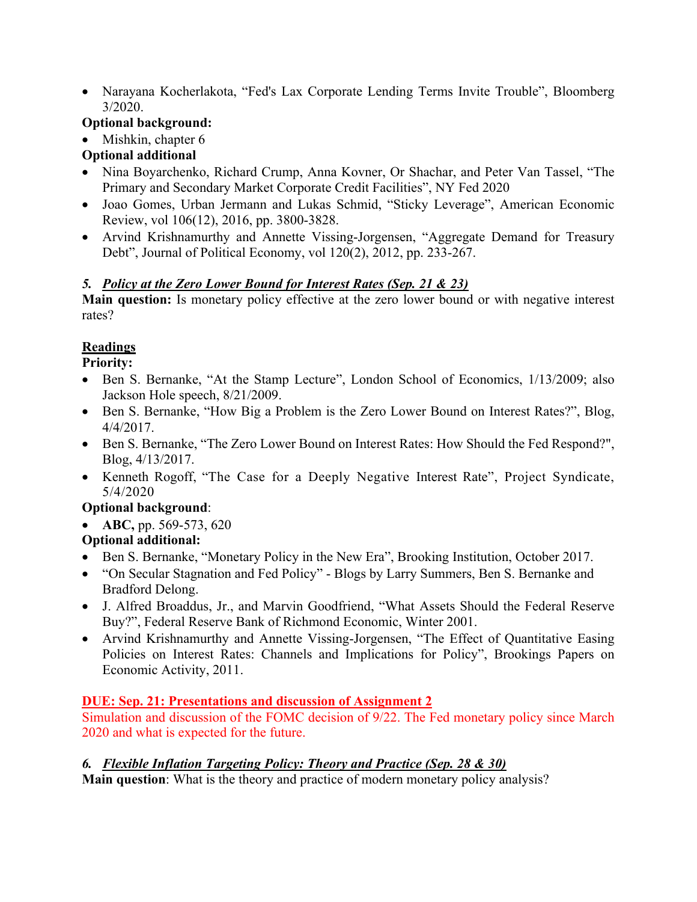- Narayana Kocherlakota, "Fed's Lax Corporate Lending Terms Invite Trouble", Bloomberg 3/2020.

**Optional background:**

- Mishkin, chapter 6

**Optional additional**

- Nina Boyarchenko, Richard Crump, Anna Kovner, Or Shachar, and Peter Van Tassel, "The Primary and Secondary Market Corporate Credit Facilities", NY Fed 2020
- Joao Gomes, Urban Jermann and Lukas Schmid, "Sticky Leverage", American Economic Review, vol 106(12), 2016, pp. 3800-3828.
- Arvind Krishnamurthy and Annette Vissing-Jorgensen, "Aggregate Demand for Treasury Debt", Journal of Political Economy, vol 120(2), 2012, pp. 233-267.

### *5. <u>Policy at the Zero Lower Bound for Interest Rates (Sep. 21 & 23)</u>*

**Main question:** Is monetary policy effective at the zero lower bound or with negative interest rates?

**<u>Readings</u>**

**Priority:**

- Ben S. Bernanke, "At the Stamp Lecture", London School of Economics, 1/13/2009; also Jackson Hole speech, 8/21/2009.
- Ben S. Bernanke, "How Big a Problem is the Zero Lower Bound on Interest Rates?", Blog, 4/4/2017.
- Ben S. Bernanke, "The Zero Lower Bound on Interest Rates: How Should the Fed Respond?", Blog, 4/13/2017.
- Kenneth Rogoff, "The Case for a Deeply Negative Interest Rate", Project Syndicate, 5/4/2020

**Optional background**:

- **ABC,** pp. 569-573, 620

**Optional additional:**

- Ben S. Bernanke, "Monetary Policy in the New Era", Brooking Institution, October 2017.
- "On Secular Stagnation and Fed Policy" - Blogs by Larry Summers, Ben S. Bernanke and Bradford Delong.
- J. Alfred Broaddus, Jr., and Marvin Goodfriend, "What Assets Should the Federal Reserve Buy?", Federal Reserve Bank of Richmond Economic, Winter 2001.
- Arvind Krishnamurthy and Annette Vissing-Jorgensen, "The Effect of Quantitative Easing Policies on Interest Rates: Channels and Implications for Policy", Brookings Papers on Economic Activity, 2011.

**<u>DUE: Sep. 21: Presentations and discussion of Assignment 2</u>**

Simulation and discussion of the FOMC decision of 9/22. The Fed monetary policy since March 2020 and what is expected for the future.

### *6. <u>Flexible Inflation Targeting Policy: Theory and Practice (Sep. 28 & 30)</u>*

**Main question**: What is the theory and practice of modern monetary policy analysis?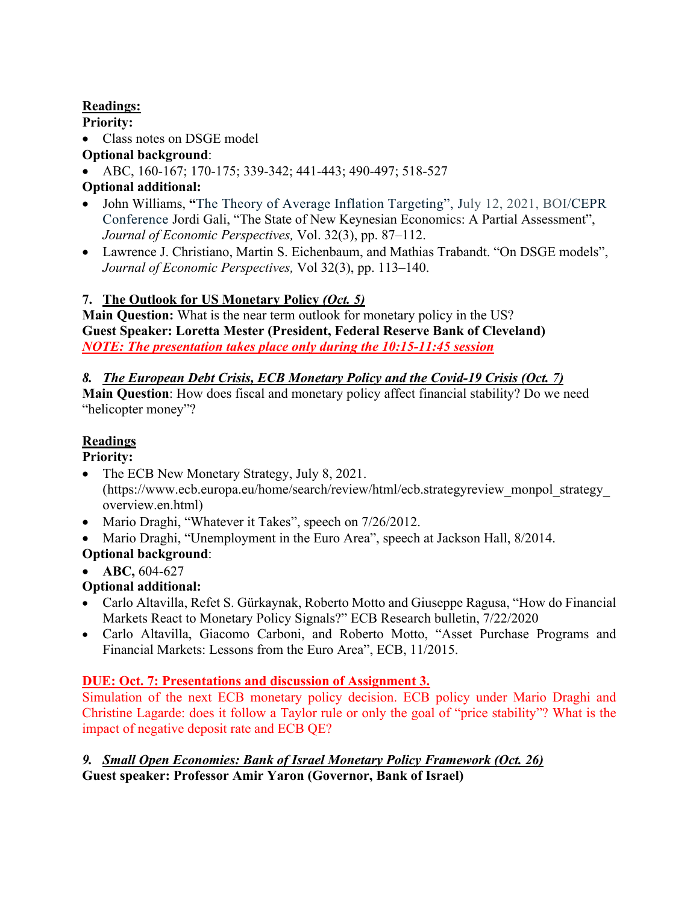**Readings:**

**Priority:**

- Class notes on DSGE model

**Optional background**:

- ABC, 160-167; 170-175; 339-342; 441-443; 490-497; 518-527

**Optional additional:**

- John Williams, **"**The Theory of Average Inflation Targeting", July 12, 2021, BOI/CEPR Conference Jordi Gali, "The State of New Keynesian Economics: A Partial Assessment", *Journal of Economic Perspectives,* Vol. 32(3), pp. 87–112.
- Lawrence J. Christiano, Martin S. Eichenbaum, and Mathias Trabandt. "On DSGE models", *Journal of Economic Perspectives,* Vol 32(3), pp. 113–140.

### 7. The Outlook for US Monetary Policy *(Oct. 5)*

**Main Question:** What is the near term outlook for monetary policy in the US?

**Guest Speaker: Loretta Mester (President, Federal Reserve Bank of Cleveland)**

***NOTE: The presentation takes place only during the 10:15-11:45 session***

### *8. The European Debt Crisis, ECB Monetary Policy and the Covid-19 Crisis (Oct. 7)*

**Main Question**: How does fiscal and monetary policy affect financial stability? Do we need "helicopter money"?

**Readings**

**Priority:**

- The ECB New Monetary Strategy, July 8, 2021. (https://www.ecb.europa.eu/home/search/review/html/ecb.strategyreview_monpol_strategy_overview.en.html)
- Mario Draghi, "Whatever it Takes", speech on 7/26/2012.
- Mario Draghi, "Unemployment in the Euro Area", speech at Jackson Hall, 8/2014.

**Optional background**:

- **ABC,** 604-627

**Optional additional:**

- Carlo Altavilla, Refet S. Gürkaynak, Roberto Motto and Giuseppe Ragusa, "How do Financial Markets React to Monetary Policy Signals?" ECB Research bulletin, 7/22/2020
- Carlo Altavilla, Giacomo Carboni, and Roberto Motto, "Asset Purchase Programs and Financial Markets: Lessons from the Euro Area", ECB, 11/2015.

**DUE: Oct. 7: Presentations and discussion of Assignment 3.**

Simulation of the next ECB monetary policy decision. ECB policy under Mario Draghi and Christine Lagarde: does it follow a Taylor rule or only the goal of "price stability"? What is the impact of negative deposit rate and ECB QE?

### *9. Small Open Economies: Bank of Israel Monetary Policy Framework (Oct. 26)*

**Guest speaker: Professor Amir Yaron (Governor, Bank of Israel)**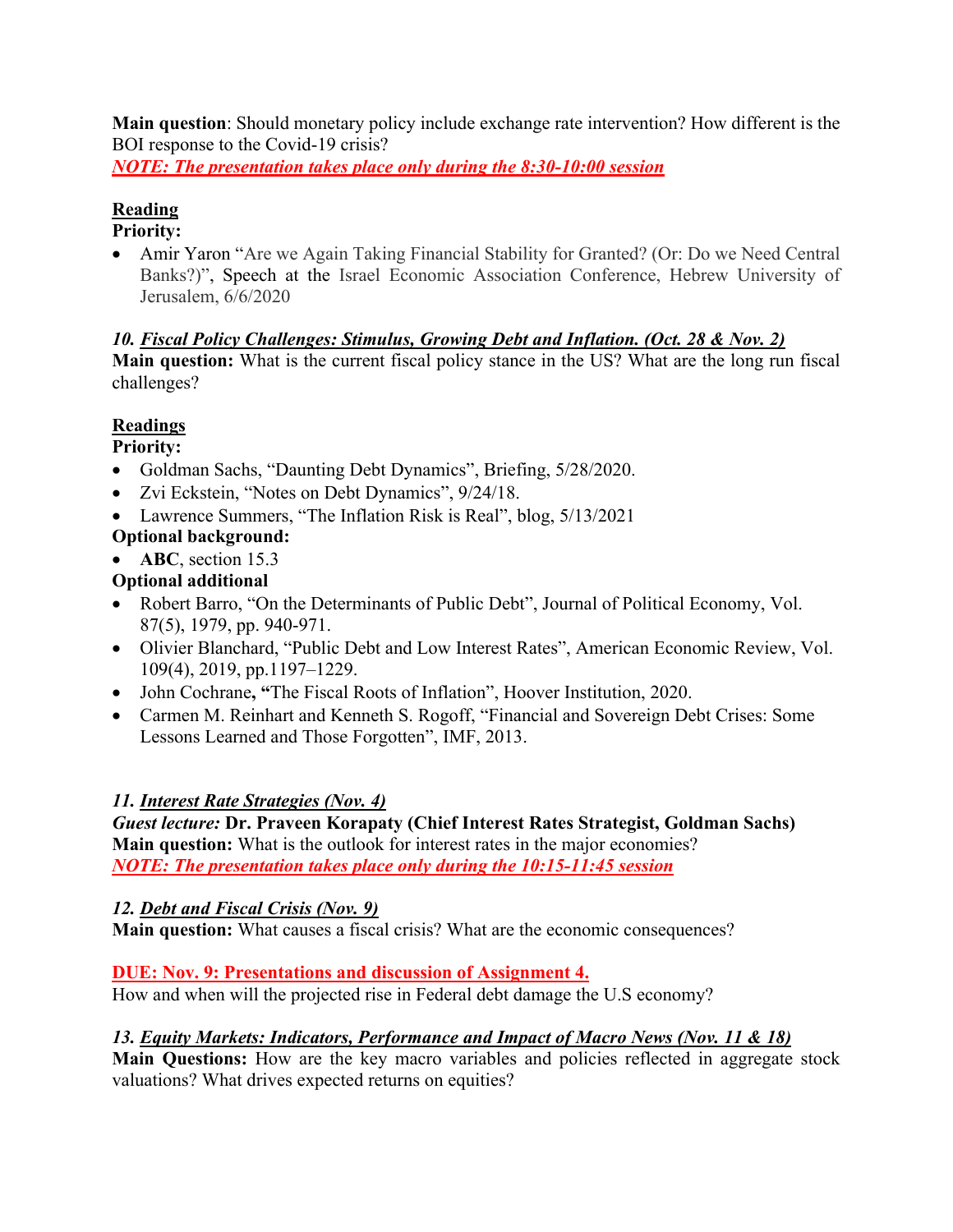**Main question**: Should monetary policy include exchange rate intervention? How different is the BOI response to the Covid-19 crisis?

***NOTE: The presentation takes place only during the 8:30-10:00 session***

**Reading**

**Priority:**

- Amir Yaron "Are we Again Taking Financial Stability for Granted? (Or: Do we Need Central Banks?)", Speech at the Israel Economic Association Conference, Hebrew University of Jerusalem, 6/6/2020

### *10. Fiscal Policy Challenges: Stimulus, Growing Debt and Inflation. (Oct. 28 & Nov. 2)*

**Main question:** What is the current fiscal policy stance in the US? What are the long run fiscal challenges?

**Readings**

**Priority:**

- Goldman Sachs, "Daunting Debt Dynamics", Briefing, 5/28/2020.
- Zvi Eckstein, "Notes on Debt Dynamics", 9/24/18.
- Lawrence Summers, "The Inflation Risk is Real", blog, 5/13/2021

**Optional background:**

- **ABC**, section 15.3

**Optional additional**

- Robert Barro, "On the Determinants of Public Debt", Journal of Political Economy, Vol. 87(5), 1979, pp. 940-971.
- Olivier Blanchard, "Public Debt and Low Interest Rates", American Economic Review, Vol. 109(4), 2019, pp.1197–1229.
- John Cochrane**, "**The Fiscal Roots of Inflation", Hoover Institution, 2020.
- Carmen M. Reinhart and Kenneth S. Rogoff, "Financial and Sovereign Debt Crises: Some Lessons Learned and Those Forgotten", IMF, 2013.

### *11. Interest Rate Strategies (Nov. 4)*

***Guest lecture:*** **Dr. Praveen Korapaty (Chief Interest Rates Strategist, Goldman Sachs)**

**Main question:** What is the outlook for interest rates in the major economies?

***NOTE: The presentation takes place only during the 10:15-11:45 session***

### *12. Debt and Fiscal Crisis (Nov. 9)*

**Main question:** What causes a fiscal crisis? What are the economic consequences?

**DUE: Nov. 9: Presentations and discussion of Assignment 4.**

How and when will the projected rise in Federal debt damage the U.S economy?

### *13. Equity Markets: Indicators, Performance and Impact of Macro News (Nov. 11 & 18)*

**Main Questions:** How are the key macro variables and policies reflected in aggregate stock valuations? What drives expected returns on equities?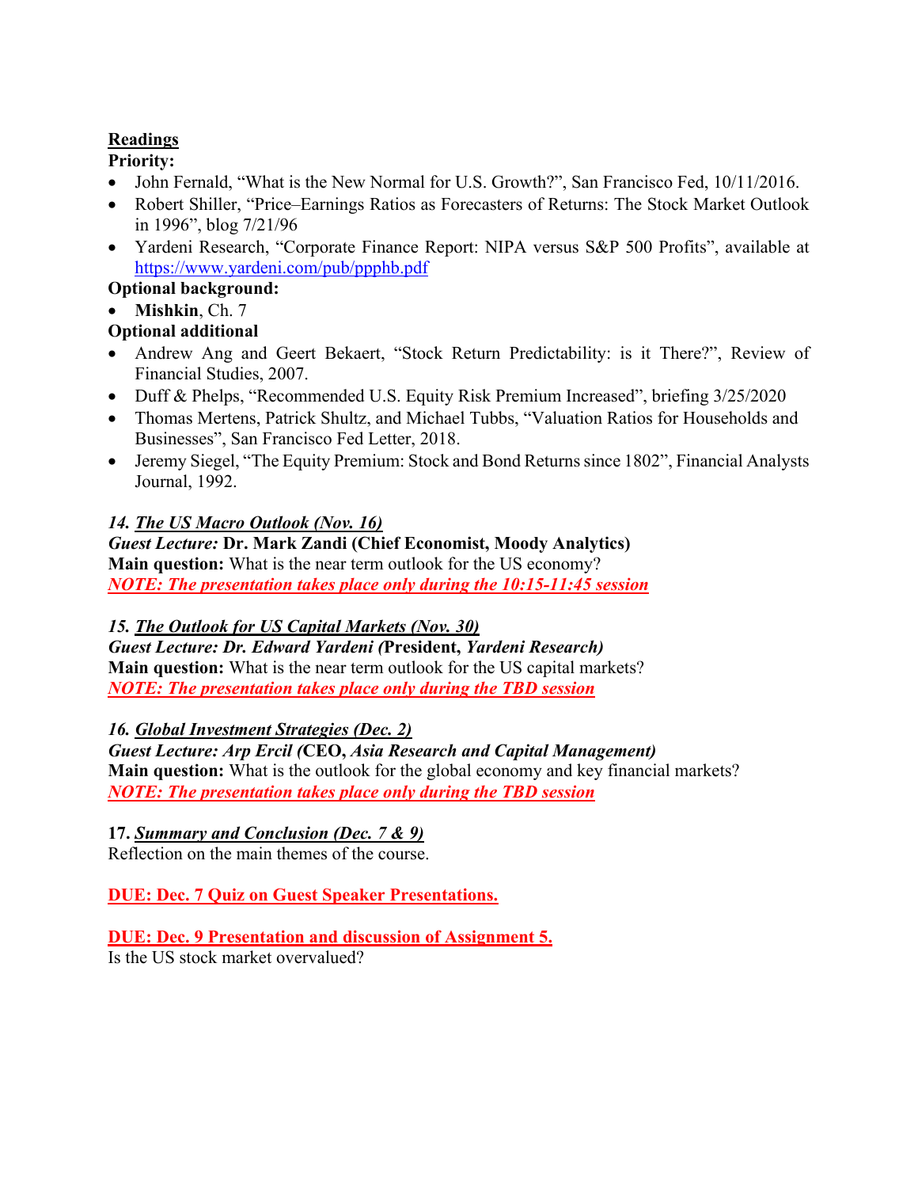**Readings**

**Priority:**

- John Fernald, "What is the New Normal for U.S. Growth?", San Francisco Fed, 10/11/2016.
- Robert Shiller, "Price–Earnings Ratios as Forecasters of Returns: The Stock Market Outlook in 1996", blog 7/21/96
- Yardeni Research, "Corporate Finance Report: NIPA versus S&P 500 Profits", available at https://www.yardeni.com/pub/ppphb.pdf

**Optional background:**

- **Mishkin**, Ch. 7

**Optional additional**

- Andrew Ang and Geert Bekaert, "Stock Return Predictability: is it There?", Review of Financial Studies, 2007.
- Duff & Phelps, "Recommended U.S. Equity Risk Premium Increased", briefing 3/25/2020
- Thomas Mertens, Patrick Shultz, and Michael Tubbs, "Valuation Ratios for Households and Businesses", San Francisco Fed Letter, 2018.
- Jeremy Siegel, "The Equity Premium: Stock and Bond Returns since 1802", Financial Analysts Journal, 1992.

*14. The US Macro Outlook (Nov. 16)*

***Guest Lecture:*** **Dr. Mark Zandi (Chief Economist, Moody Analytics)**

**Main question:** What is the near term outlook for the US economy?

***NOTE: The presentation takes place only during the 10:15-11:45 session***

*15. The Outlook for US Capital Markets (Nov. 30)*

***Guest Lecture: Dr. Edward Yardeni (*****President,** ***Yardeni Research)***

**Main question:** What is the near term outlook for the US capital markets?

***NOTE: The presentation takes place only during the TBD session***

*16. Global Investment Strategies (Dec. 2)*

***Guest Lecture: Arp Ercil (*****CEO,** ***Asia Research and Capital Management)***

**Main question:** What is the outlook for the global economy and key financial markets?

***NOTE: The presentation takes place only during the TBD session***

**17.** ***Summary and Conclusion (Dec. 7 & 9)***

Reflection on the main themes of the course.

**DUE: Dec. 7 Quiz on Guest Speaker Presentations.**

**DUE: Dec. 9 Presentation and discussion of Assignment 5.**

Is the US stock market overvalued?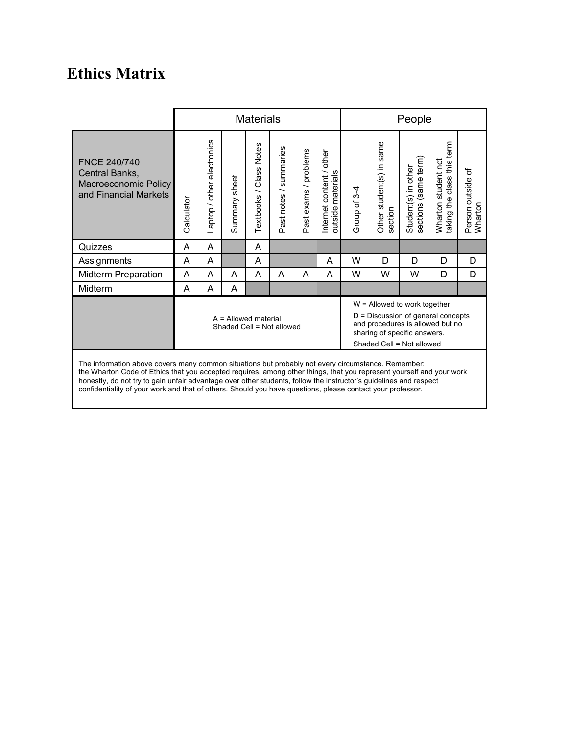# Ethics Matrix

| | Materials | | | | | | | People | | | | |
|---|---|---|---|---|---|---|---|---|---|---|---|---|
| FNCE 240/740 Central Banks, Macroeconomic Policy and Financial Markets | Calculator | Laptop / other electronics | Summary sheet | Textbooks / Class Notes | Past notes / summaries | Past exams / problems | Internet content / other outside materials | Group of 3-4 | Other student(s) in same section | Student(s) in other sections (same term) | Wharton student not taking the class this term | Person outside of Wharton |
| Quizzes | A | A | | A | | | | | | | | |
| Assignments | A | A | | A | | | A | W | D | D | D | D |
| Midterm Preparation | A | A | A | A | A | A | A | W | W | W | D | D |
| Midterm | A | A | A | | | | | | | | | |
| | A = Allowed material<br>Shaded Cell = Not allowed | | | | | | | W = Allowed to work together<br>D = Discussion of general concepts and procedures is allowed but no sharing of specific answers.<br>Shaded Cell = Not allowed | | | | |

The information above covers many common situations but probably not every circumstance. Remember: the Wharton Code of Ethics that you accepted requires, among other things, that you represent yourself and your work honestly, do not try to gain unfair advantage over other students, follow the instructor's guidelines and respect confidentiality of your work and that of others. Should you have questions, please contact your professor.